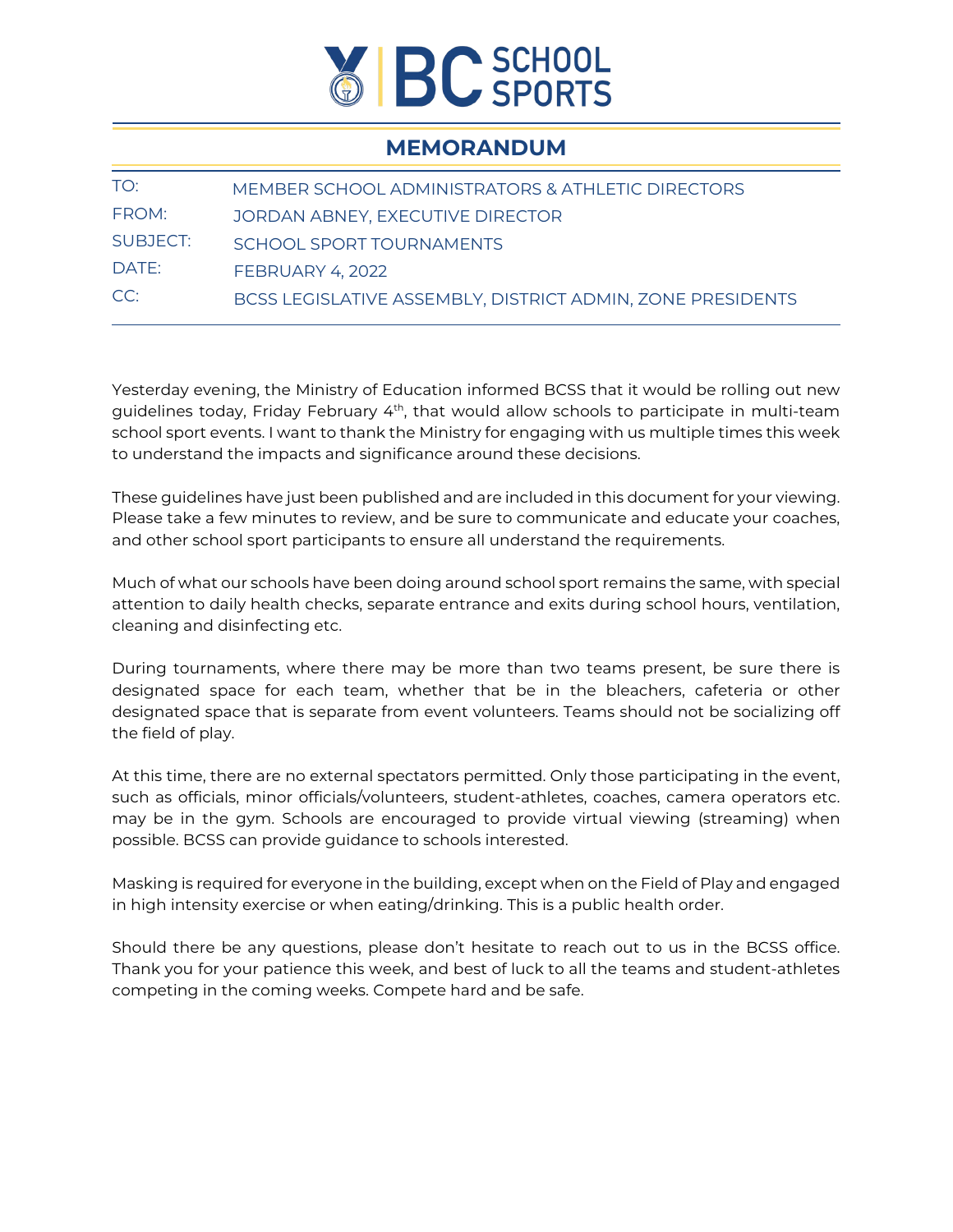BC SCHOOL SPORTS

# MEMORANDUM

| | |
|---|---|
| TO: | MEMBER SCHOOL ADMINISTRATORS & ATHLETIC DIRECTORS |
| FROM: | JORDAN ABNEY, EXECUTIVE DIRECTOR |
| SUBJECT: | SCHOOL SPORT TOURNAMENTS |
| DATE: | FEBRUARY 4, 2022 |
| CC: | BCSS LEGISLATIVE ASSEMBLY, DISTRICT ADMIN, ZONE PRESIDENTS |

Yesterday evening, the Ministry of Education informed BCSS that it would be rolling out new guidelines today, Friday February 4th, that would allow schools to participate in multi-team school sport events. I want to thank the Ministry for engaging with us multiple times this week to understand the impacts and significance around these decisions.

These guidelines have just been published and are included in this document for your viewing. Please take a few minutes to review, and be sure to communicate and educate your coaches, and other school sport participants to ensure all understand the requirements.

Much of what our schools have been doing around school sport remains the same, with special attention to daily health checks, separate entrance and exits during school hours, ventilation, cleaning and disinfecting etc.

During tournaments, where there may be more than two teams present, be sure there is designated space for each team, whether that be in the bleachers, cafeteria or other designated space that is separate from event volunteers. Teams should not be socializing off the field of play.

At this time, there are no external spectators permitted. Only those participating in the event, such as officials, minor officials/volunteers, student-athletes, coaches, camera operators etc. may be in the gym. Schools are encouraged to provide virtual viewing (streaming) when possible. BCSS can provide guidance to schools interested.

Masking is required for everyone in the building, except when on the Field of Play and engaged in high intensity exercise or when eating/drinking. This is a public health order.

Should there be any questions, please don't hesitate to reach out to us in the BCSS office. Thank you for your patience this week, and best of luck to all the teams and student-athletes competing in the coming weeks. Compete hard and be safe.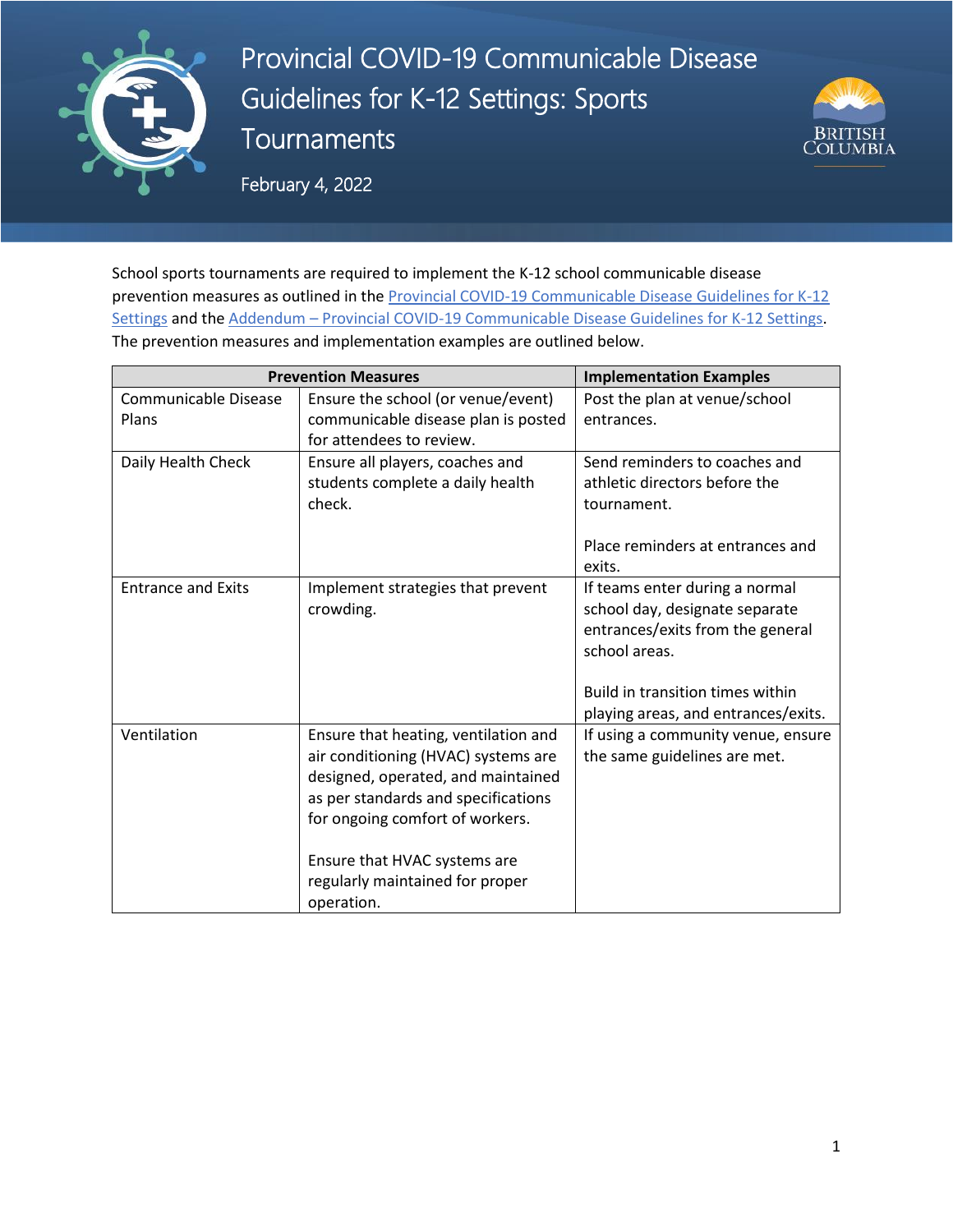# Provincial COVID-19 Communicable Disease Guidelines for K-12 Settings: Sports Tournaments

February 4, 2022

School sports tournaments are required to implement the K-12 school communicable disease prevention measures as outlined in the [Provincial COVID-19 Communicable Disease Guidelines for K-12 Settings]() and the [Addendum – Provincial COVID-19 Communicable Disease Guidelines for K-12 Settings](). The prevention measures and implementation examples are outlined below.

| Prevention Measures | | Implementation Examples |
|---|---|---|
| Communicable Disease Plans | Ensure the school (or venue/event) communicable disease plan is posted for attendees to review. | Post the plan at venue/school entrances. |
| Daily Health Check | Ensure all players, coaches and students complete a daily health check. | Send reminders to coaches and athletic directors before the tournament.<br><br>Place reminders at entrances and exits. |
| Entrance and Exits | Implement strategies that prevent crowding. | If teams enter during a normal school day, designate separate entrances/exits from the general school areas.<br><br>Build in transition times within playing areas, and entrances/exits. |
| Ventilation | Ensure that heating, ventilation and air conditioning (HVAC) systems are designed, operated, and maintained as per standards and specifications for ongoing comfort of workers.<br><br>Ensure that HVAC systems are regularly maintained for proper operation. | If using a community venue, ensure the same guidelines are met. |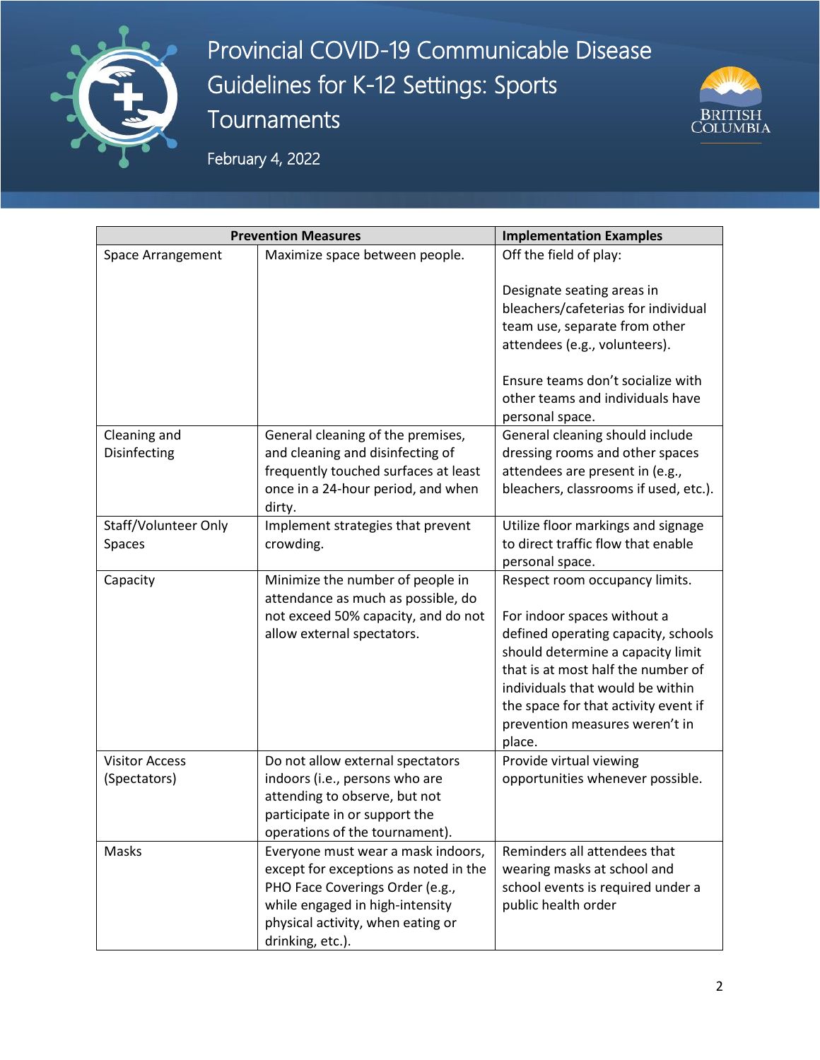# Provincial COVID-19 Communicable Disease Guidelines for K-12 Settings: Sports Tournaments

February 4, 2022

| Prevention Measures | | Implementation Examples |
|---|---|---|
| Space Arrangement | Maximize space between people. | Off the field of play:<br><br>Designate seating areas in bleachers/cafeterias for individual team use, separate from other attendees (e.g., volunteers).<br><br>Ensure teams don't socialize with other teams and individuals have personal space. |
| Cleaning and Disinfecting | General cleaning of the premises, and cleaning and disinfecting of frequently touched surfaces at least once in a 24-hour period, and when dirty. | General cleaning should include dressing rooms and other spaces attendees are present in (e.g., bleachers, classrooms if used, etc.). |
| Staff/Volunteer Only Spaces | Implement strategies that prevent crowding. | Utilize floor markings and signage to direct traffic flow that enable personal space. |
| Capacity | Minimize the number of people in attendance as much as possible, do not exceed 50% capacity, and do not allow external spectators. | Respect room occupancy limits.<br><br>For indoor spaces without a defined operating capacity, schools should determine a capacity limit that is at most half the number of individuals that would be within the space for that activity event if prevention measures weren't in place. |
| Visitor Access (Spectators) | Do not allow external spectators indoors (i.e., persons who are attending to observe, but not participate in or support the operations of the tournament). | Provide virtual viewing opportunities whenever possible. |
| Masks | Everyone must wear a mask indoors, except for exceptions as noted in the PHO Face Coverings Order (e.g., while engaged in high-intensity physical activity, when eating or drinking, etc.). | Reminders all attendees that wearing masks at school and school events is required under a public health order |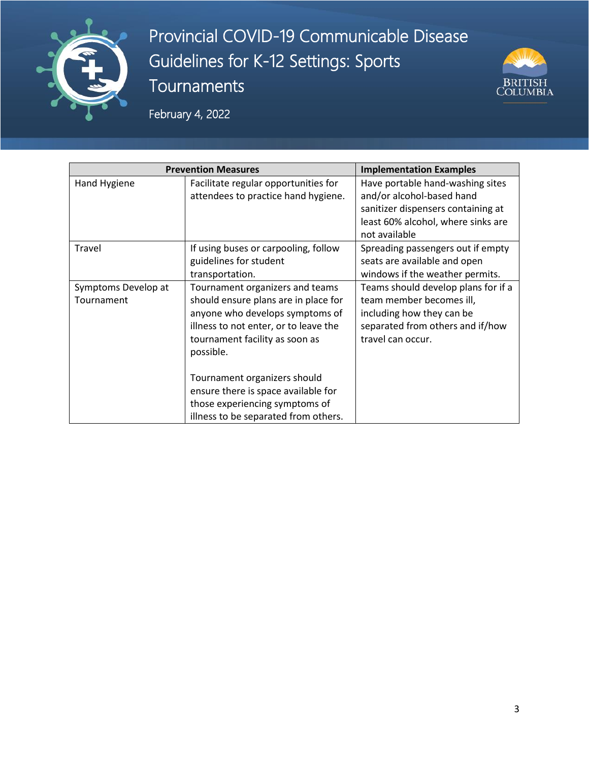# Provincial COVID-19 Communicable Disease Guidelines for K-12 Settings: Sports Tournaments

February 4, 2022

| Prevention Measures | | Implementation Examples |
|---|---|---|
| Hand Hygiene | Facilitate regular opportunities for attendees to practice hand hygiene. | Have portable hand-washing sites and/or alcohol-based hand sanitizer dispensers containing at least 60% alcohol, where sinks are not available |
| Travel | If using buses or carpooling, follow guidelines for student transportation. | Spreading passengers out if empty seats are available and open windows if the weather permits. |
| Symptoms Develop at Tournament | Tournament organizers and teams should ensure plans are in place for anyone who develops symptoms of illness to not enter, or to leave the tournament facility as soon as possible.<br><br>Tournament organizers should ensure there is space available for those experiencing symptoms of illness to be separated from others. | Teams should develop plans for if a team member becomes ill, including how they can be separated from others and if/how travel can occur. |